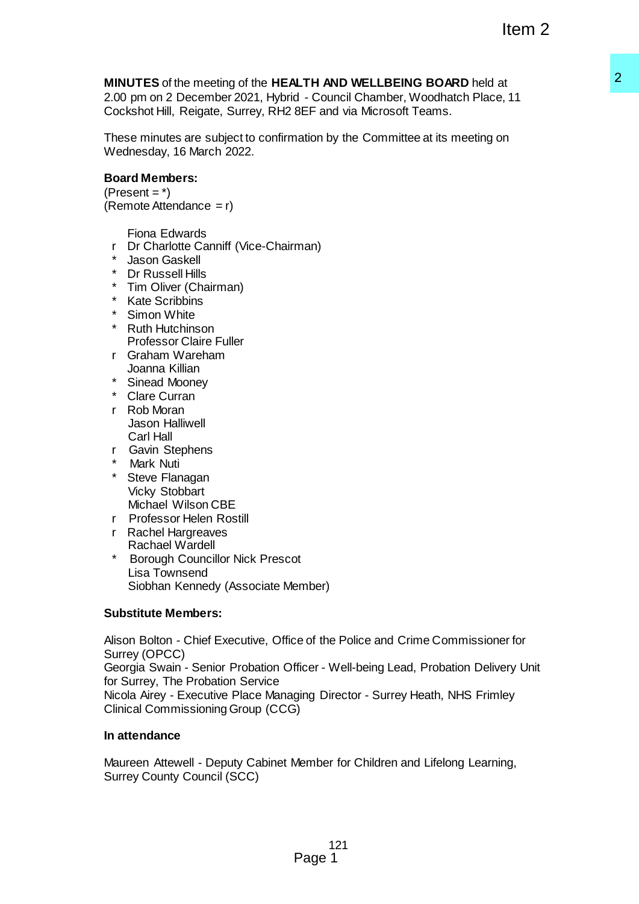**MINUTES** of the meeting of the **HEALTH AND WELLBEING BOARD** held at 2.00 pm on 2 December 2021, Hybrid - Council Chamber, Woodhatch Place, 11 Cockshot Hill, Reigate, Surrey, RH2 8EF and via Microsoft Teams.

These minutes are subject to confirmation by the Committee at its meeting on Wednesday, 16 March 2022.

**Board Members:**
(Present = *)
(Remote Attendance = r)

- Fiona Edwards
- r Dr Charlotte Canniff (Vice-Chairman)
- * Jason Gaskell
- * Dr Russell Hills
- * Tim Oliver (Chairman)
- * Kate Scribbins
- * Simon White
- * Ruth Hutchinson
- Professor Claire Fuller
- r Graham Wareham
- Joanna Killian
- * Sinead Mooney
- * Clare Curran
- r Rob Moran
- Jason Halliwell
- Carl Hall
- r Gavin Stephens
- * Mark Nuti
- * Steve Flanagan
- Vicky Stobbart
- Michael Wilson CBE
- r Professor Helen Rostill
- r Rachel Hargreaves
- Rachael Wardell
- * Borough Councillor Nick Prescot
- Lisa Townsend
- Siobhan Kennedy (Associate Member)

**Substitute Members:**

Alison Bolton - Chief Executive, Office of the Police and Crime Commissioner for Surrey (OPCC)
Georgia Swain - Senior Probation Officer - Well-being Lead, Probation Delivery Unit for Surrey, The Probation Service
Nicola Airey - Executive Place Managing Director - Surrey Heath, NHS Frimley Clinical Commissioning Group (CCG)

**In attendance**

Maureen Attewell - Deputy Cabinet Member for Children and Lifelong Learning, Surrey County Council (SCC)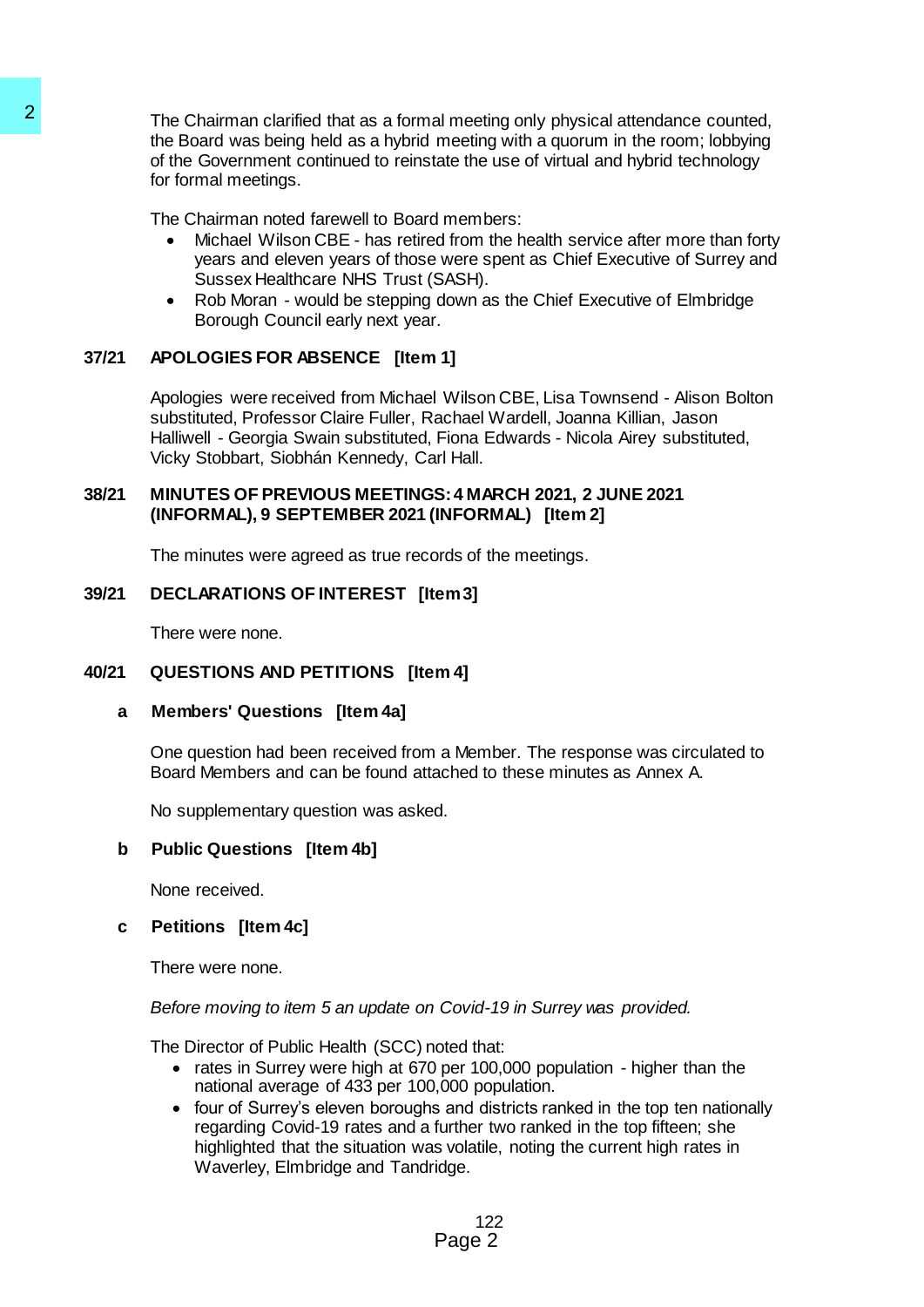The Chairman clarified that as a formal meeting only physical attendance counted, the Board was being held as a hybrid meeting with a quorum in the room; lobbying of the Government continued to reinstate the use of virtual and hybrid technology for formal meetings.

The Chairman noted farewell to Board members:

- Michael Wilson CBE - has retired from the health service after more than forty years and eleven years of those were spent as Chief Executive of Surrey and Sussex Healthcare NHS Trust (SASH).
- Rob Moran - would be stepping down as the Chief Executive of Elmbridge Borough Council early next year.

## 37/21 APOLOGIES FOR ABSENCE [Item 1]

Apologies were received from Michael Wilson CBE, Lisa Townsend - Alison Bolton substituted, Professor Claire Fuller, Rachael Wardell, Joanna Killian, Jason Halliwell - Georgia Swain substituted, Fiona Edwards - Nicola Airey substituted, Vicky Stobbart, Siobhán Kennedy, Carl Hall.

## 38/21 MINUTES OF PREVIOUS MEETINGS: 4 MARCH 2021, 2 JUNE 2021 (INFORMAL), 9 SEPTEMBER 2021 (INFORMAL) [Item 2]

The minutes were agreed as true records of the meetings.

## 39/21 DECLARATIONS OF INTEREST [Item 3]

There were none.

## 40/21 QUESTIONS AND PETITIONS [Item 4]

### a Members' Questions [Item 4a]

One question had been received from a Member. The response was circulated to Board Members and can be found attached to these minutes as Annex A.

No supplementary question was asked.

### b Public Questions [Item 4b]

None received.

### c Petitions [Item 4c]

There were none.

*Before moving to item 5 an update on Covid-19 in Surrey was provided.*

The Director of Public Health (SCC) noted that:

- rates in Surrey were high at 670 per 100,000 population - higher than the national average of 433 per 100,000 population.
- four of Surrey's eleven boroughs and districts ranked in the top ten nationally regarding Covid-19 rates and a further two ranked in the top fifteen; she highlighted that the situation was volatile, noting the current high rates in Waverley, Elmbridge and Tandridge.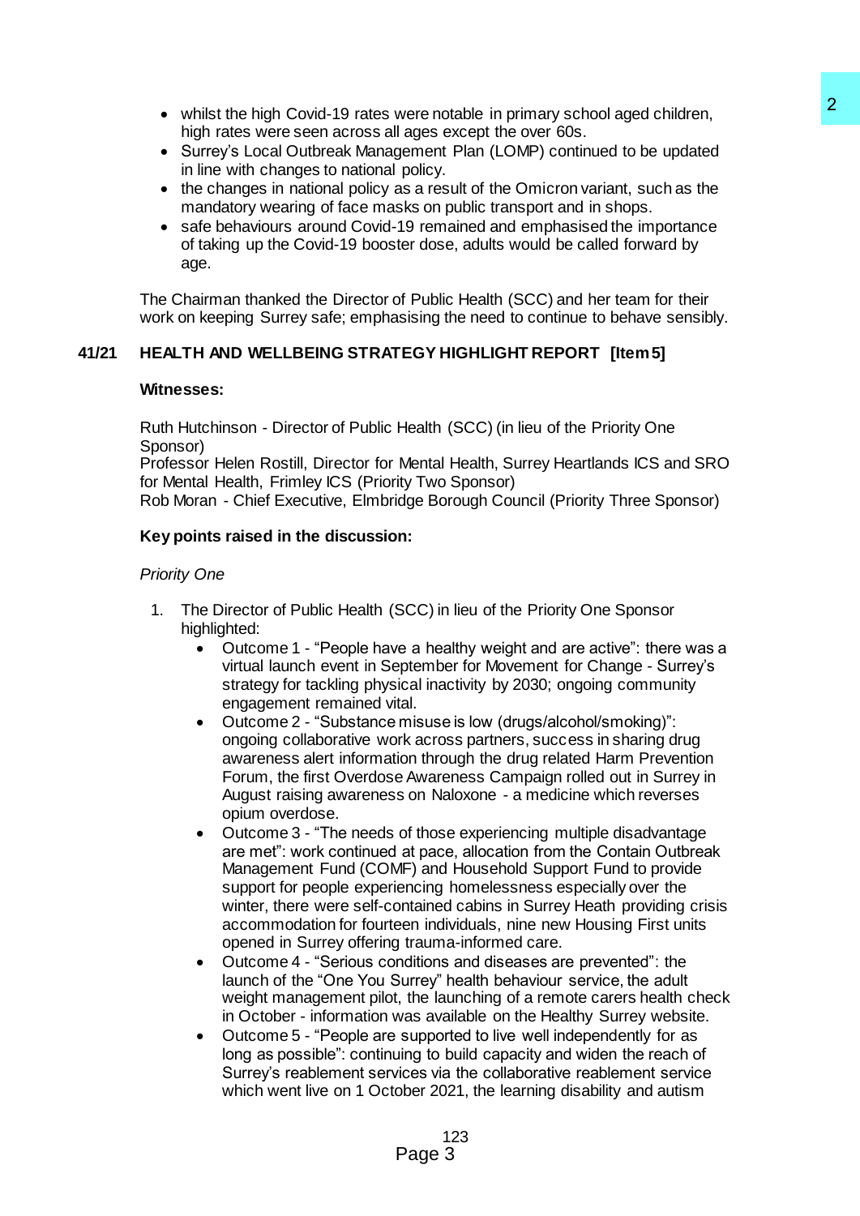- whilst the high Covid-19 rates were notable in primary school aged children, high rates were seen across all ages except the over 60s.
- Surrey's Local Outbreak Management Plan (LOMP) continued to be updated in line with changes to national policy.
- the changes in national policy as a result of the Omicron variant, such as the mandatory wearing of face masks on public transport and in shops.
- safe behaviours around Covid-19 remained and emphasised the importance of taking up the Covid-19 booster dose, adults would be called forward by age.

The Chairman thanked the Director of Public Health (SCC) and her team for their work on keeping Surrey safe; emphasising the need to continue to behave sensibly.

## 41/21 HEALTH AND WELLBEING STRATEGY HIGHLIGHT REPORT [Item 5]

**Witnesses:**

Ruth Hutchinson - Director of Public Health (SCC) (in lieu of the Priority One Sponsor)
Professor Helen Rostill, Director for Mental Health, Surrey Heartlands ICS and SRO for Mental Health, Frimley ICS (Priority Two Sponsor)
Rob Moran - Chief Executive, Elmbridge Borough Council (Priority Three Sponsor)

**Key points raised in the discussion:**

*Priority One*

1. The Director of Public Health (SCC) in lieu of the Priority One Sponsor highlighted:
   - Outcome 1 - "People have a healthy weight and are active": there was a virtual launch event in September for Movement for Change - Surrey's strategy for tackling physical inactivity by 2030; ongoing community engagement remained vital.
   - Outcome 2 - "Substance misuse is low (drugs/alcohol/smoking)": ongoing collaborative work across partners, success in sharing drug awareness alert information through the drug related Harm Prevention Forum, the first Overdose Awareness Campaign rolled out in Surrey in August raising awareness on Naloxone - a medicine which reverses opium overdose.
   - Outcome 3 - "The needs of those experiencing multiple disadvantage are met": work continued at pace, allocation from the Contain Outbreak Management Fund (COMF) and Household Support Fund to provide support for people experiencing homelessness especially over the winter, there were self-contained cabins in Surrey Heath providing crisis accommodation for fourteen individuals, nine new Housing First units opened in Surrey offering trauma-informed care.
   - Outcome 4 - "Serious conditions and diseases are prevented": the launch of the "One You Surrey" health behaviour service, the adult weight management pilot, the launching of a remote carers health check in October - information was available on the Healthy Surrey website.
   - Outcome 5 - "People are supported to live well independently for as long as possible": continuing to build capacity and widen the reach of Surrey's reablement services via the collaborative reablement service which went live on 1 October 2021, the learning disability and autism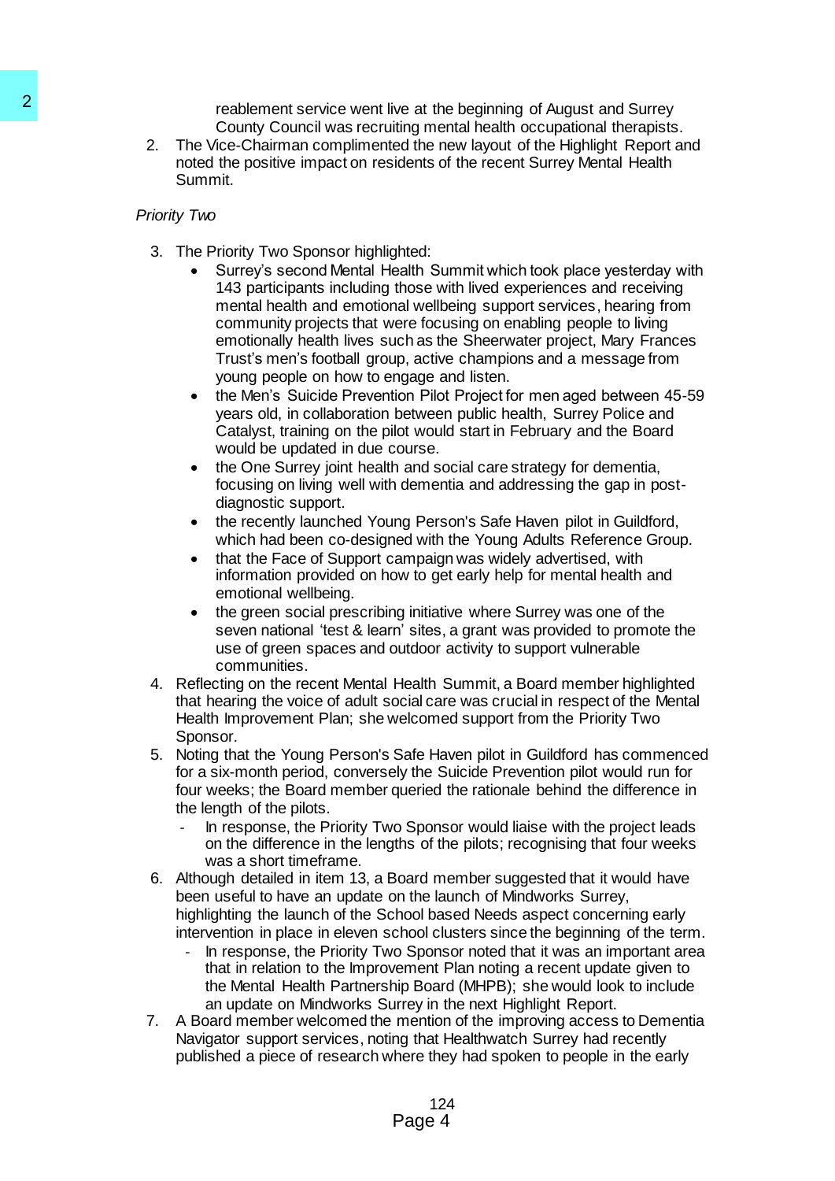reablement service went live at the beginning of August and Surrey County Council was recruiting mental health occupational therapists.

2. The Vice-Chairman complimented the new layout of the Highlight Report and noted the positive impact on residents of the recent Surrey Mental Health Summit.

*Priority Two*

3. The Priority Two Sponsor highlighted:
   - Surrey's second Mental Health Summit which took place yesterday with 143 participants including those with lived experiences and receiving mental health and emotional wellbeing support services, hearing from community projects that were focusing on enabling people to living emotionally health lives such as the Sheerwater project, Mary Frances Trust's men's football group, active champions and a message from young people on how to engage and listen.
   - the Men's Suicide Prevention Pilot Project for men aged between 45-59 years old, in collaboration between public health, Surrey Police and Catalyst, training on the pilot would start in February and the Board would be updated in due course.
   - the One Surrey joint health and social care strategy for dementia, focusing on living well with dementia and addressing the gap in post-diagnostic support.
   - the recently launched Young Person's Safe Haven pilot in Guildford, which had been co-designed with the Young Adults Reference Group.
   - that the Face of Support campaign was widely advertised, with information provided on how to get early help for mental health and emotional wellbeing.
   - the green social prescribing initiative where Surrey was one of the seven national 'test & learn' sites, a grant was provided to promote the use of green spaces and outdoor activity to support vulnerable communities.
4. Reflecting on the recent Mental Health Summit, a Board member highlighted that hearing the voice of adult social care was crucial in respect of the Mental Health Improvement Plan; she welcomed support from the Priority Two Sponsor.
5. Noting that the Young Person's Safe Haven pilot in Guildford has commenced for a six-month period, conversely the Suicide Prevention pilot would run for four weeks; the Board member queried the rationale behind the difference in the length of the pilots.
   - In response, the Priority Two Sponsor would liaise with the project leads on the difference in the lengths of the pilots; recognising that four weeks was a short timeframe.
6. Although detailed in item 13, a Board member suggested that it would have been useful to have an update on the launch of Mindworks Surrey, highlighting the launch of the School based Needs aspect concerning early intervention in place in eleven school clusters since the beginning of the term.
   - In response, the Priority Two Sponsor noted that it was an important area that in relation to the Improvement Plan noting a recent update given to the Mental Health Partnership Board (MHPB); she would look to include an update on Mindworks Surrey in the next Highlight Report.
7. A Board member welcomed the mention of the improving access to Dementia Navigator support services, noting that Healthwatch Surrey had recently published a piece of research where they had spoken to people in the early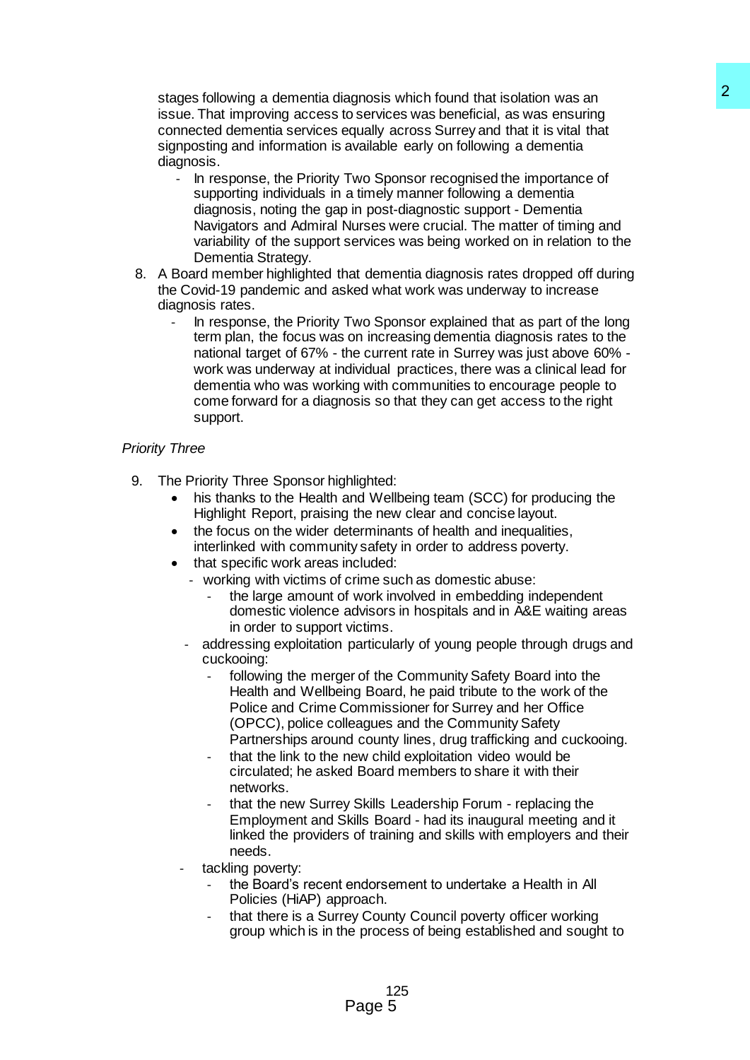stages following a dementia diagnosis which found that isolation was an issue. That improving access to services was beneficial, as was ensuring connected dementia services equally across Surrey and that it is vital that signposting and information is available early on following a dementia diagnosis.

   - In response, the Priority Two Sponsor recognised the importance of supporting individuals in a timely manner following a dementia diagnosis, noting the gap in post-diagnostic support - Dementia Navigators and Admiral Nurses were crucial. The matter of timing and variability of the support services was being worked on in relation to the Dementia Strategy.

8. A Board member highlighted that dementia diagnosis rates dropped off during the Covid-19 pandemic and asked what work was underway to increase diagnosis rates.
   - In response, the Priority Two Sponsor explained that as part of the long term plan, the focus was on increasing dementia diagnosis rates to the national target of 67% - the current rate in Surrey was just above 60% - work was underway at individual practices, there was a clinical lead for dementia who was working with communities to encourage people to come forward for a diagnosis so that they can get access to the right support.

*Priority Three*

9. The Priority Three Sponsor highlighted:
   - his thanks to the Health and Wellbeing team (SCC) for producing the Highlight Report, praising the new clear and concise layout.
   - the focus on the wider determinants of health and inequalities, interlinked with community safety in order to address poverty.
   - that specific work areas included:
     - working with victims of crime such as domestic abuse:
       - the large amount of work involved in embedding independent domestic violence advisors in hospitals and in A&E waiting areas in order to support victims.
     - addressing exploitation particularly of young people through drugs and cuckooing:
       - following the merger of the Community Safety Board into the Health and Wellbeing Board, he paid tribute to the work of the Police and Crime Commissioner for Surrey and her Office (OPCC), police colleagues and the Community Safety Partnerships around county lines, drug trafficking and cuckooing.
       - that the link to the new child exploitation video would be circulated; he asked Board members to share it with their networks.
       - that the new Surrey Skills Leadership Forum - replacing the Employment and Skills Board - had its inaugural meeting and it linked the providers of training and skills with employers and their needs.
     - tackling poverty:
       - the Board's recent endorsement to undertake a Health in All Policies (HiAP) approach.
       - that there is a Surrey County Council poverty officer working group which is in the process of being established and sought to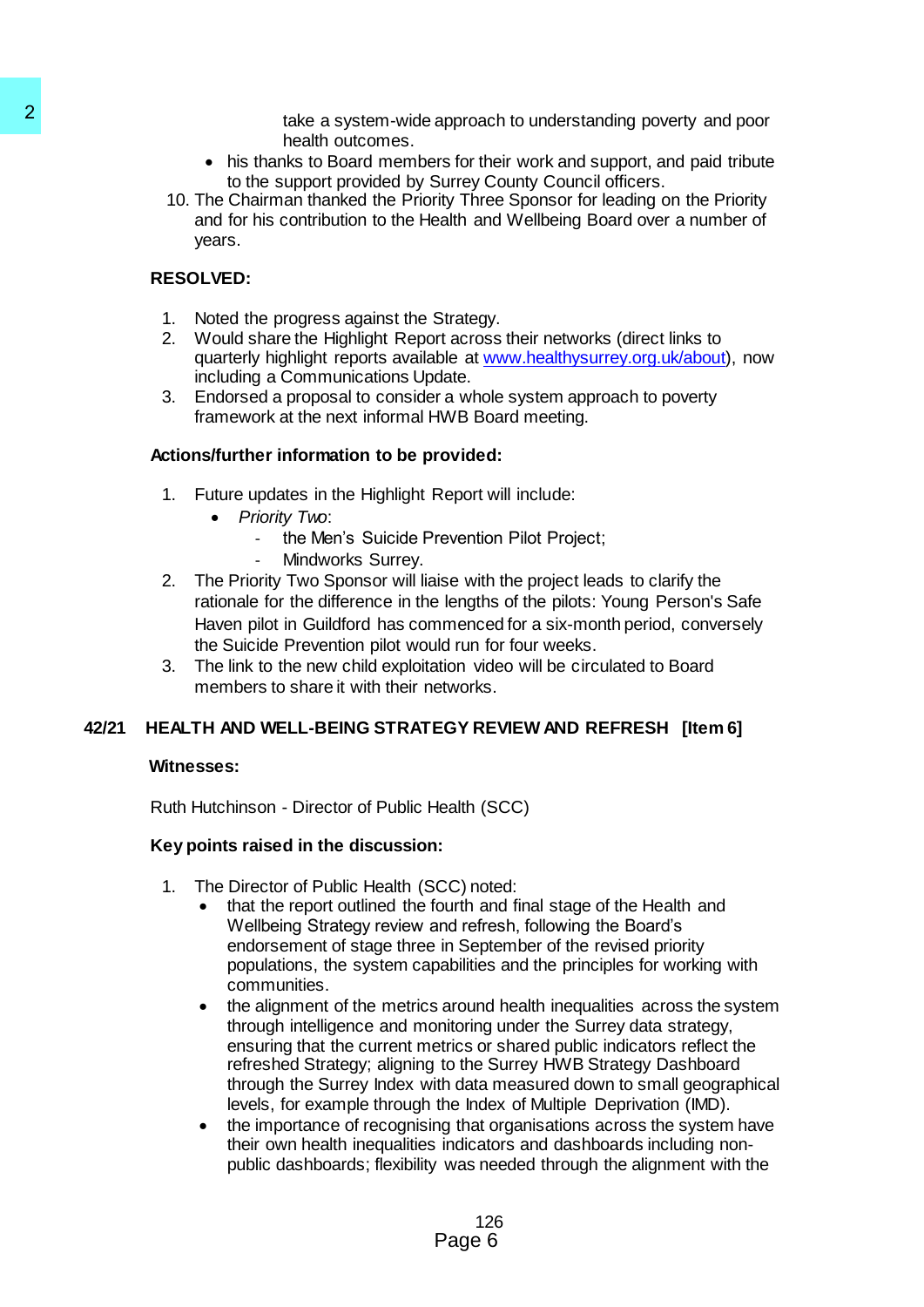take a system-wide approach to understanding poverty and poor health outcomes.

- his thanks to Board members for their work and support, and paid tribute to the support provided by Surrey County Council officers.

10. The Chairman thanked the Priority Three Sponsor for leading on the Priority and for his contribution to the Health and Wellbeing Board over a number of years.

**RESOLVED:**

1. Noted the progress against the Strategy.
2. Would share the Highlight Report across their networks (direct links to quarterly highlight reports available at www.healthysurrey.org.uk/about), now including a Communications Update.
3. Endorsed a proposal to consider a whole system approach to poverty framework at the next informal HWB Board meeting.

**Actions/further information to be provided:**

1. Future updates in the Highlight Report will include:
   - *Priority Two*:
     - the Men's Suicide Prevention Pilot Project;
     - Mindworks Surrey.
2. The Priority Two Sponsor will liaise with the project leads to clarify the rationale for the difference in the lengths of the pilots: Young Person's Safe Haven pilot in Guildford has commenced for a six-month period, conversely the Suicide Prevention pilot would run for four weeks.
3. The link to the new child exploitation video will be circulated to Board members to share it with their networks.

**42/21 HEALTH AND WELL-BEING STRATEGY REVIEW AND REFRESH [Item 6]**

**Witnesses:**

Ruth Hutchinson - Director of Public Health (SCC)

**Key points raised in the discussion:**

1. The Director of Public Health (SCC) noted:
   - that the report outlined the fourth and final stage of the Health and Wellbeing Strategy review and refresh, following the Board's endorsement of stage three in September of the revised priority populations, the system capabilities and the principles for working with communities.
   - the alignment of the metrics around health inequalities across the system through intelligence and monitoring under the Surrey data strategy, ensuring that the current metrics or shared public indicators reflect the refreshed Strategy; aligning to the Surrey HWB Strategy Dashboard through the Surrey Index with data measured down to small geographical levels, for example through the Index of Multiple Deprivation (IMD).
   - the importance of recognising that organisations across the system have their own health inequalities indicators and dashboards including non-public dashboards; flexibility was needed through the alignment with the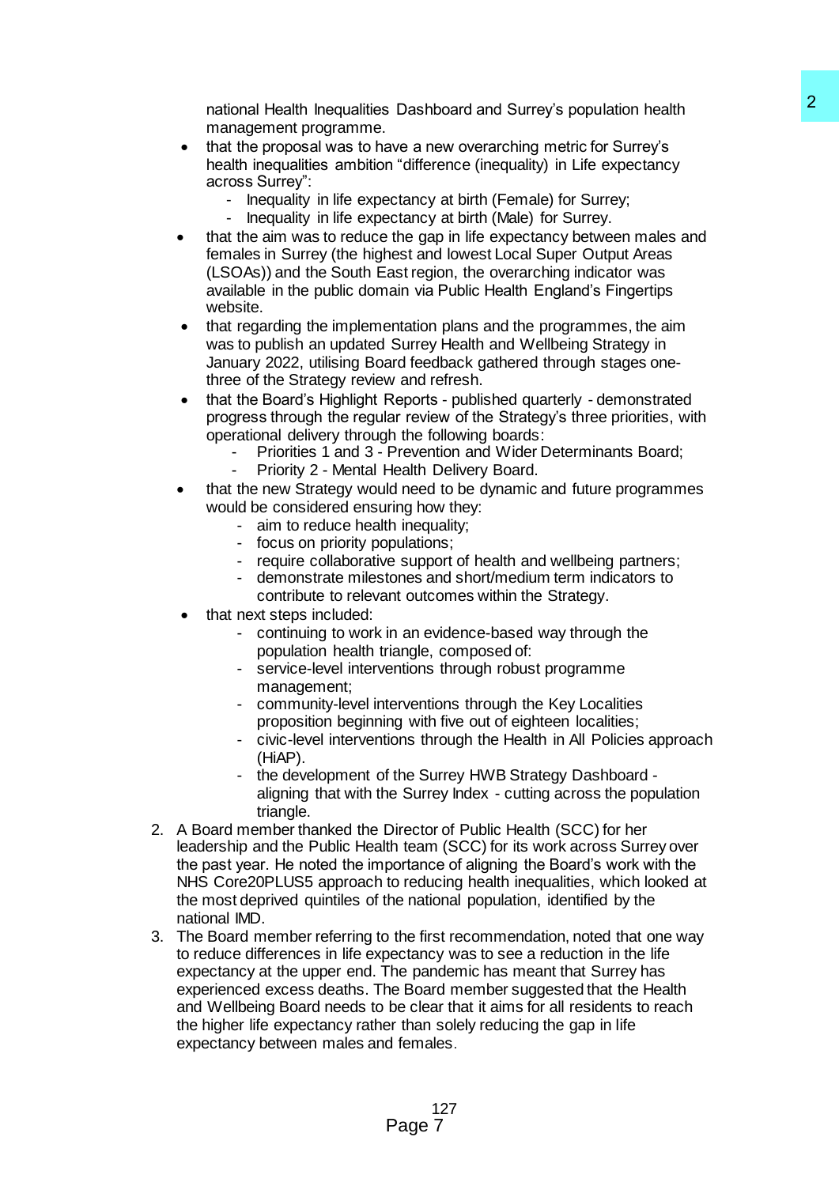national Health Inequalities Dashboard and Surrey's population health management programme.

- that the proposal was to have a new overarching metric for Surrey's health inequalities ambition "difference (inequality) in Life expectancy across Surrey":
  - Inequality in life expectancy at birth (Female) for Surrey;
  - Inequality in life expectancy at birth (Male) for Surrey.
- that the aim was to reduce the gap in life expectancy between males and females in Surrey (the highest and lowest Local Super Output Areas (LSOAs)) and the South East region, the overarching indicator was available in the public domain via Public Health England's Fingertips website.
- that regarding the implementation plans and the programmes, the aim was to publish an updated Surrey Health and Wellbeing Strategy in January 2022, utilising Board feedback gathered through stages one-three of the Strategy review and refresh.
- that the Board's Highlight Reports - published quarterly - demonstrated progress through the regular review of the Strategy's three priorities, with operational delivery through the following boards:
  - Priorities 1 and 3 - Prevention and Wider Determinants Board;
  - Priority 2 - Mental Health Delivery Board.
- that the new Strategy would need to be dynamic and future programmes would be considered ensuring how they:
  - aim to reduce health inequality;
  - focus on priority populations;
  - require collaborative support of health and wellbeing partners;
  - demonstrate milestones and short/medium term indicators to contribute to relevant outcomes within the Strategy.
- that next steps included:
  - continuing to work in an evidence-based way through the population health triangle, composed of:
  - service-level interventions through robust programme management;
  - community-level interventions through the Key Localities proposition beginning with five out of eighteen localities;
  - civic-level interventions through the Health in All Policies approach (HiAP).
  - the development of the Surrey HWB Strategy Dashboard - aligning that with the Surrey Index - cutting across the population triangle.

2. A Board member thanked the Director of Public Health (SCC) for her leadership and the Public Health team (SCC) for its work across Surrey over the past year. He noted the importance of aligning the Board's work with the NHS Core20PLUS5 approach to reducing health inequalities, which looked at the most deprived quintiles of the national population, identified by the national IMD.

3. The Board member referring to the first recommendation, noted that one way to reduce differences in life expectancy was to see a reduction in the life expectancy at the upper end. The pandemic has meant that Surrey has experienced excess deaths. The Board member suggested that the Health and Wellbeing Board needs to be clear that it aims for all residents to reach the higher life expectancy rather than solely reducing the gap in life expectancy between males and females.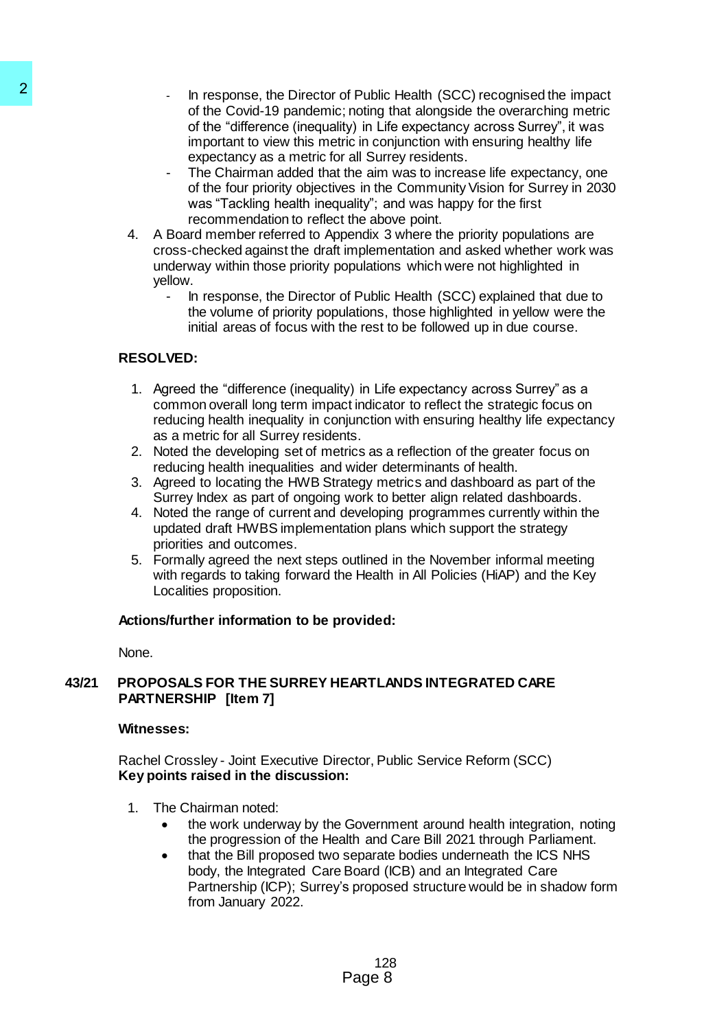- In response, the Director of Public Health (SCC) recognised the impact of the Covid-19 pandemic; noting that alongside the overarching metric of the "difference (inequality) in Life expectancy across Surrey", it was important to view this metric in conjunction with ensuring healthy life expectancy as a metric for all Surrey residents.
- The Chairman added that the aim was to increase life expectancy, one of the four priority objectives in the Community Vision for Surrey in 2030 was "Tackling health inequality"; and was happy for the first recommendation to reflect the above point.

4. A Board member referred to Appendix 3 where the priority populations are cross-checked against the draft implementation and asked whether work was underway within those priority populations which were not highlighted in yellow.
   - In response, the Director of Public Health (SCC) explained that due to the volume of priority populations, those highlighted in yellow were the initial areas of focus with the rest to be followed up in due course.

**RESOLVED:**

1. Agreed the "difference (inequality) in Life expectancy across Surrey" as a common overall long term impact indicator to reflect the strategic focus on reducing health inequality in conjunction with ensuring healthy life expectancy as a metric for all Surrey residents.
2. Noted the developing set of metrics as a reflection of the greater focus on reducing health inequalities and wider determinants of health.
3. Agreed to locating the HWB Strategy metrics and dashboard as part of the Surrey Index as part of ongoing work to better align related dashboards.
4. Noted the range of current and developing programmes currently within the updated draft HWBS implementation plans which support the strategy priorities and outcomes.
5. Formally agreed the next steps outlined in the November informal meeting with regards to taking forward the Health in All Policies (HiAP) and the Key Localities proposition.

**Actions/further information to be provided:**

None.

## 43/21 PROPOSALS FOR THE SURREY HEARTLANDS INTEGRATED CARE PARTNERSHIP [Item 7]

**Witnesses:**

Rachel Crossley - Joint Executive Director, Public Service Reform (SCC)

**Key points raised in the discussion:**

1. The Chairman noted:
   - the work underway by the Government around health integration, noting the progression of the Health and Care Bill 2021 through Parliament.
   - that the Bill proposed two separate bodies underneath the ICS NHS body, the Integrated Care Board (ICB) and an Integrated Care Partnership (ICP); Surrey's proposed structure would be in shadow form from January 2022.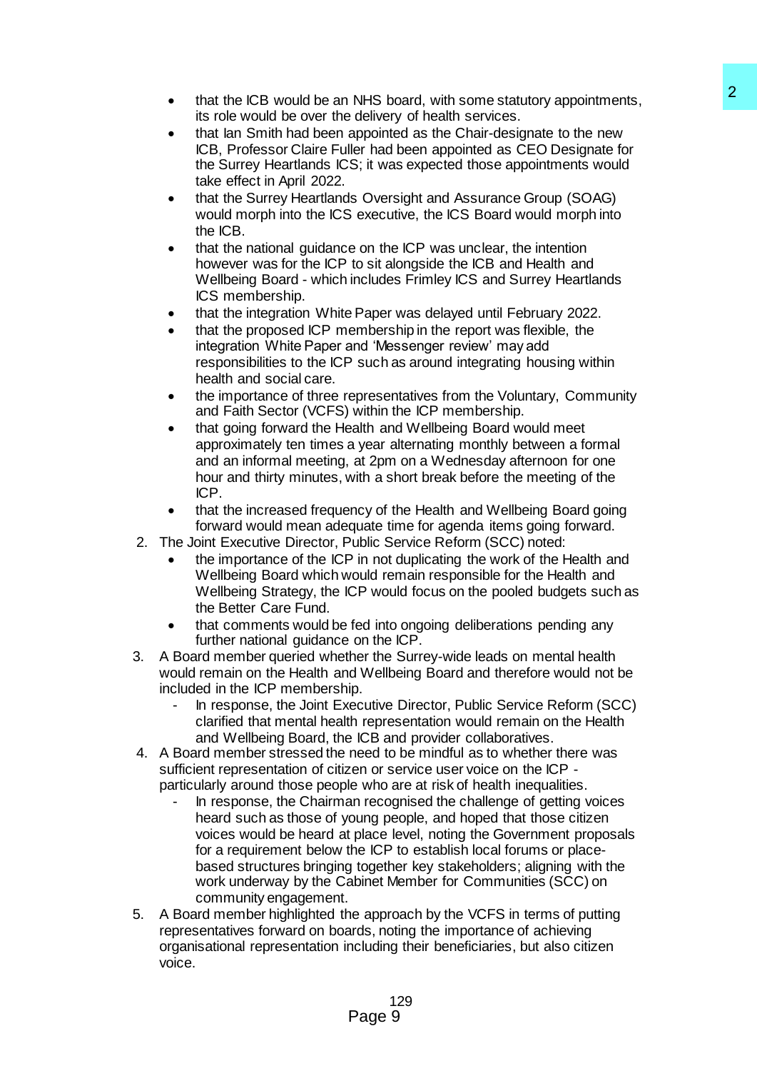- that the ICB would be an NHS board, with some statutory appointments, its role would be over the delivery of health services.
- that Ian Smith had been appointed as the Chair-designate to the new ICB, Professor Claire Fuller had been appointed as CEO Designate for the Surrey Heartlands ICS; it was expected those appointments would take effect in April 2022.
- that the Surrey Heartlands Oversight and Assurance Group (SOAG) would morph into the ICS executive, the ICS Board would morph into the ICB.
- that the national guidance on the ICP was unclear, the intention however was for the ICP to sit alongside the ICB and Health and Wellbeing Board - which includes Frimley ICS and Surrey Heartlands ICS membership.
- that the integration White Paper was delayed until February 2022.
- that the proposed ICP membership in the report was flexible, the integration White Paper and 'Messenger review' may add responsibilities to the ICP such as around integrating housing within health and social care.
- the importance of three representatives from the Voluntary, Community and Faith Sector (VCFS) within the ICP membership.
- that going forward the Health and Wellbeing Board would meet approximately ten times a year alternating monthly between a formal and an informal meeting, at 2pm on a Wednesday afternoon for one hour and thirty minutes, with a short break before the meeting of the ICP.
- that the increased frequency of the Health and Wellbeing Board going forward would mean adequate time for agenda items going forward.

2. The Joint Executive Director, Public Service Reform (SCC) noted:
   - the importance of the ICP in not duplicating the work of the Health and Wellbeing Board which would remain responsible for the Health and Wellbeing Strategy, the ICP would focus on the pooled budgets such as the Better Care Fund.
   - that comments would be fed into ongoing deliberations pending any further national guidance on the ICP.
3. A Board member queried whether the Surrey-wide leads on mental health would remain on the Health and Wellbeing Board and therefore would not be included in the ICP membership.
   - In response, the Joint Executive Director, Public Service Reform (SCC) clarified that mental health representation would remain on the Health and Wellbeing Board, the ICB and provider collaboratives.
4. A Board member stressed the need to be mindful as to whether there was sufficient representation of citizen or service user voice on the ICP - particularly around those people who are at risk of health inequalities.
   - In response, the Chairman recognised the challenge of getting voices heard such as those of young people, and hoped that those citizen voices would be heard at place level, noting the Government proposals for a requirement below the ICP to establish local forums or place-based structures bringing together key stakeholders; aligning with the work underway by the Cabinet Member for Communities (SCC) on community engagement.
5. A Board member highlighted the approach by the VCFS in terms of putting representatives forward on boards, noting the importance of achieving organisational representation including their beneficiaries, but also citizen voice.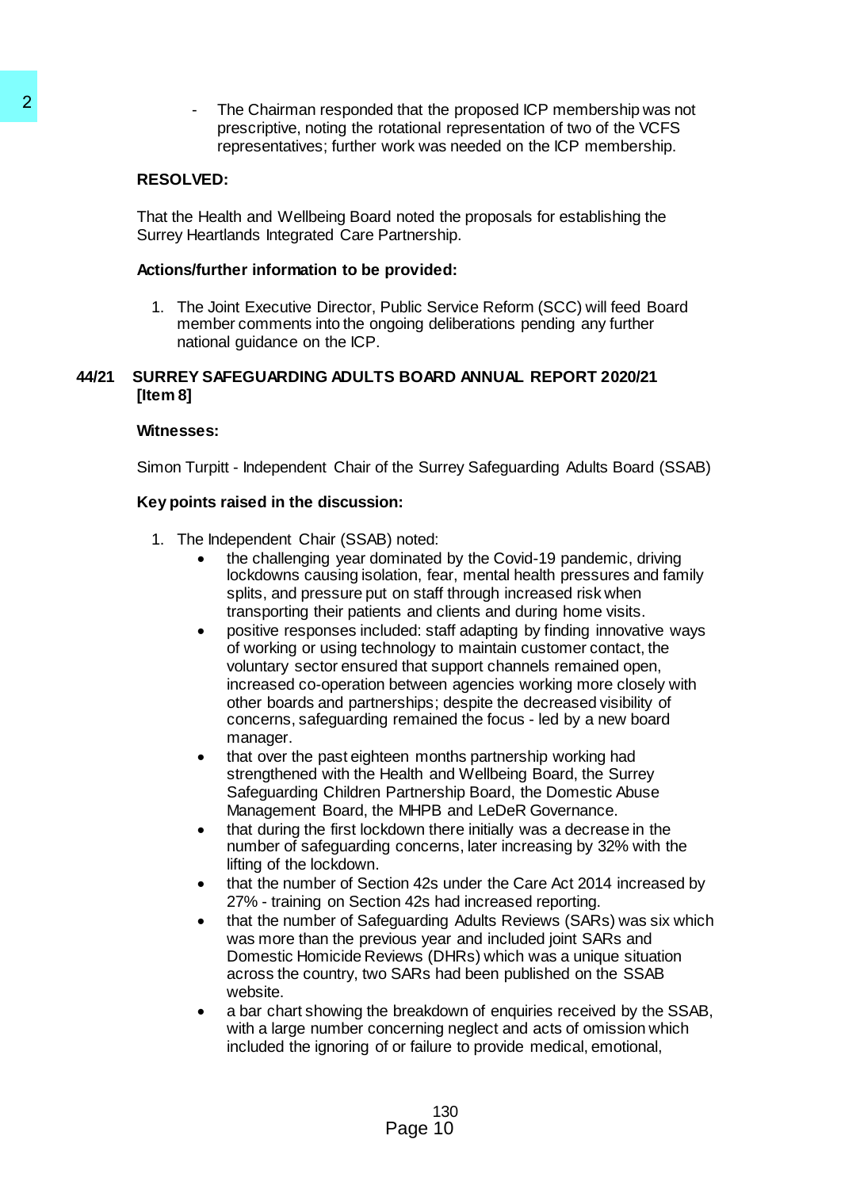- The Chairman responded that the proposed ICP membership was not prescriptive, noting the rotational representation of two of the VCFS representatives; further work was needed on the ICP membership.

**RESOLVED:**

That the Health and Wellbeing Board noted the proposals for establishing the Surrey Heartlands Integrated Care Partnership.

**Actions/further information to be provided:**

1. The Joint Executive Director, Public Service Reform (SCC) will feed Board member comments into the ongoing deliberations pending any further national guidance on the ICP.

## 44/21 SURREY SAFEGUARDING ADULTS BOARD ANNUAL REPORT 2020/21 [Item 8]

**Witnesses:**

Simon Turpitt - Independent Chair of the Surrey Safeguarding Adults Board (SSAB)

**Key points raised in the discussion:**

1. The Independent Chair (SSAB) noted:
   - the challenging year dominated by the Covid-19 pandemic, driving lockdowns causing isolation, fear, mental health pressures and family splits, and pressure put on staff through increased risk when transporting their patients and clients and during home visits.
   - positive responses included: staff adapting by finding innovative ways of working or using technology to maintain customer contact, the voluntary sector ensured that support channels remained open, increased co-operation between agencies working more closely with other boards and partnerships; despite the decreased visibility of concerns, safeguarding remained the focus - led by a new board manager.
   - that over the past eighteen months partnership working had strengthened with the Health and Wellbeing Board, the Surrey Safeguarding Children Partnership Board, the Domestic Abuse Management Board, the MHPB and LeDeR Governance.
   - that during the first lockdown there initially was a decrease in the number of safeguarding concerns, later increasing by 32% with the lifting of the lockdown.
   - that the number of Section 42s under the Care Act 2014 increased by 27% - training on Section 42s had increased reporting.
   - that the number of Safeguarding Adults Reviews (SARs) was six which was more than the previous year and included joint SARs and Domestic Homicide Reviews (DHRs) which was a unique situation across the country, two SARs had been published on the SSAB website.
   - a bar chart showing the breakdown of enquiries received by the SSAB, with a large number concerning neglect and acts of omission which included the ignoring of or failure to provide medical, emotional,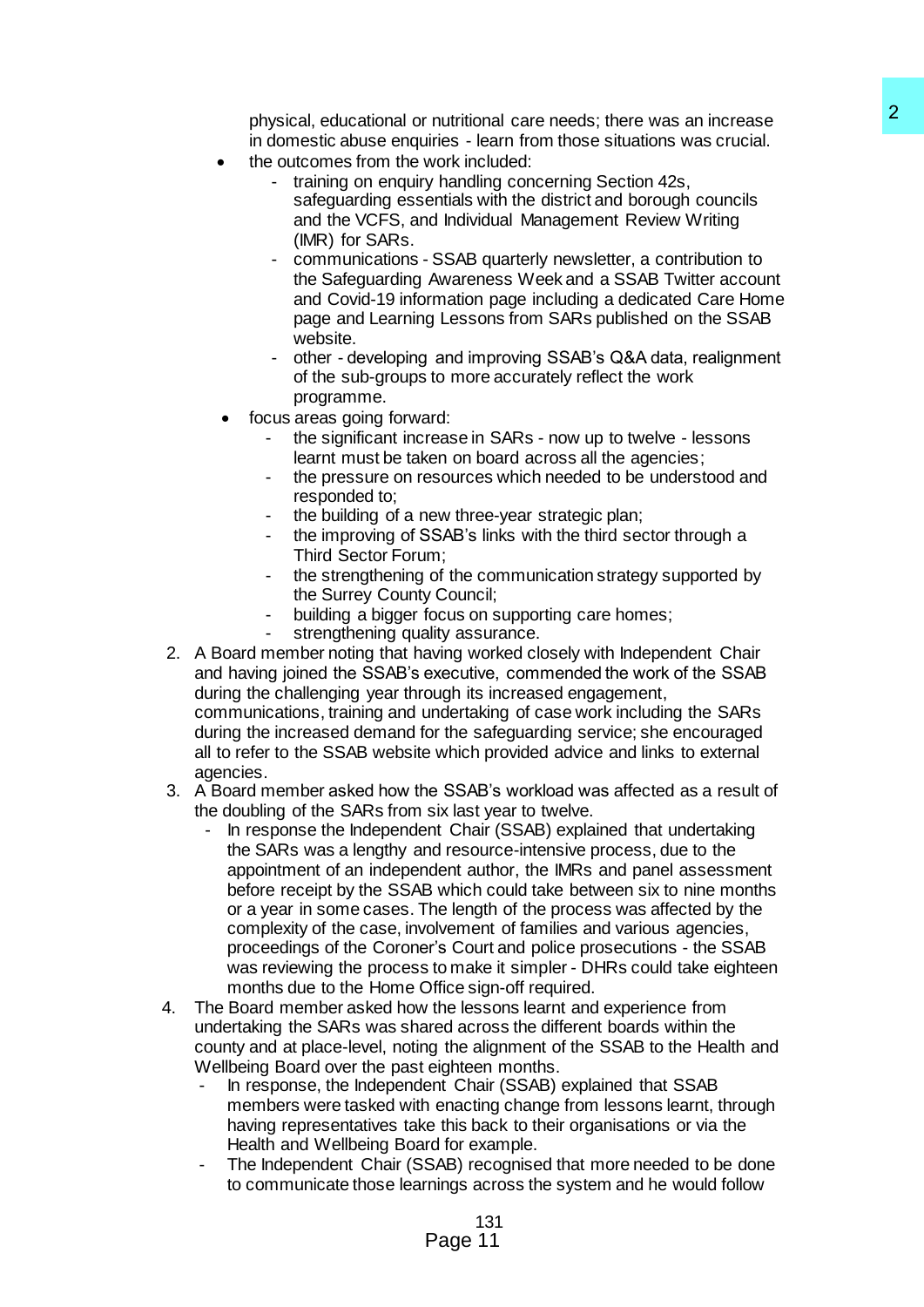physical, educational or nutritional care needs; there was an increase in domestic abuse enquiries - learn from those situations was crucial.

- the outcomes from the work included:
    - training on enquiry handling concerning Section 42s, safeguarding essentials with the district and borough councils and the VCFS, and Individual Management Review Writing (IMR) for SARs.
    - communications - SSAB quarterly newsletter, a contribution to the Safeguarding Awareness Week and a SSAB Twitter account and Covid-19 information page including a dedicated Care Home page and Learning Lessons from SARs published on the SSAB website.
    - other - developing and improving SSAB's Q&A data, realignment of the sub-groups to more accurately reflect the work programme.
- focus areas going forward:
    - the significant increase in SARs - now up to twelve - lessons learnt must be taken on board across all the agencies;
    - the pressure on resources which needed to be understood and responded to;
    - the building of a new three-year strategic plan;
    - the improving of SSAB's links with the third sector through a Third Sector Forum;
    - the strengthening of the communication strategy supported by the Surrey County Council;
    - building a bigger focus on supporting care homes;
    - strengthening quality assurance.

2. A Board member noting that having worked closely with Independent Chair and having joined the SSAB's executive, commended the work of the SSAB during the challenging year through its increased engagement, communications, training and undertaking of case work including the SARs during the increased demand for the safeguarding service; she encouraged all to refer to the SSAB website which provided advice and links to external agencies.
3. A Board member asked how the SSAB's workload was affected as a result of the doubling of the SARs from six last year to twelve.
    - In response the Independent Chair (SSAB) explained that undertaking the SARs was a lengthy and resource-intensive process, due to the appointment of an independent author, the IMRs and panel assessment before receipt by the SSAB which could take between six to nine months or a year in some cases. The length of the process was affected by the complexity of the case, involvement of families and various agencies, proceedings of the Coroner's Court and police prosecutions - the SSAB was reviewing the process to make it simpler - DHRs could take eighteen months due to the Home Office sign-off required.
4. The Board member asked how the lessons learnt and experience from undertaking the SARs was shared across the different boards within the county and at place-level, noting the alignment of the SSAB to the Health and Wellbeing Board over the past eighteen months.
    - In response, the Independent Chair (SSAB) explained that SSAB members were tasked with enacting change from lessons learnt, through having representatives take this back to their organisations or via the Health and Wellbeing Board for example.
    - The Independent Chair (SSAB) recognised that more needed to be done to communicate those learnings across the system and he would follow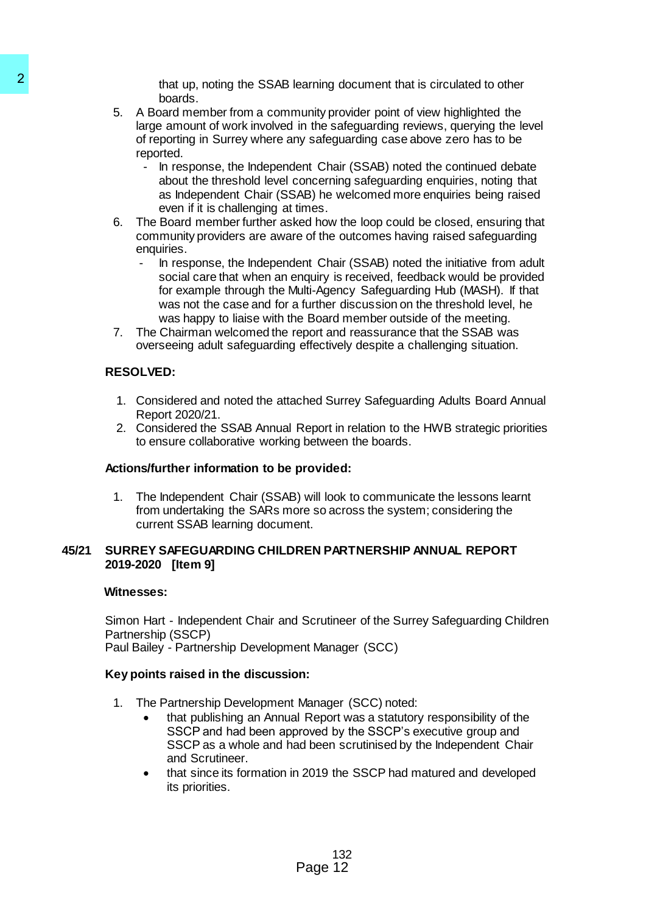that up, noting the SSAB learning document that is circulated to other boards.

5. A Board member from a community provider point of view highlighted the large amount of work involved in the safeguarding reviews, querying the level of reporting in Surrey where any safeguarding case above zero has to be reported.
   - In response, the Independent Chair (SSAB) noted the continued debate about the threshold level concerning safeguarding enquiries, noting that as Independent Chair (SSAB) he welcomed more enquiries being raised even if it is challenging at times.
6. The Board member further asked how the loop could be closed, ensuring that community providers are aware of the outcomes having raised safeguarding enquiries.
   - In response, the Independent Chair (SSAB) noted the initiative from adult social care that when an enquiry is received, feedback would be provided for example through the Multi-Agency Safeguarding Hub (MASH). If that was not the case and for a further discussion on the threshold level, he was happy to liaise with the Board member outside of the meeting.
7. The Chairman welcomed the report and reassurance that the SSAB was overseeing adult safeguarding effectively despite a challenging situation.

**RESOLVED:**

1. Considered and noted the attached Surrey Safeguarding Adults Board Annual Report 2020/21.
2. Considered the SSAB Annual Report in relation to the HWB strategic priorities to ensure collaborative working between the boards.

**Actions/further information to be provided:**

1. The Independent Chair (SSAB) will look to communicate the lessons learnt from undertaking the SARs more so across the system; considering the current SSAB learning document.

**45/21 SURREY SAFEGUARDING CHILDREN PARTNERSHIP ANNUAL REPORT 2019-2020 [Item 9]**

**Witnesses:**

Simon Hart - Independent Chair and Scrutineer of the Surrey Safeguarding Children Partnership (SSCP)
Paul Bailey - Partnership Development Manager (SCC)

**Key points raised in the discussion:**

1. The Partnership Development Manager (SCC) noted:
   - that publishing an Annual Report was a statutory responsibility of the SSCP and had been approved by the SSCP's executive group and SSCP as a whole and had been scrutinised by the Independent Chair and Scrutineer.
   - that since its formation in 2019 the SSCP had matured and developed its priorities.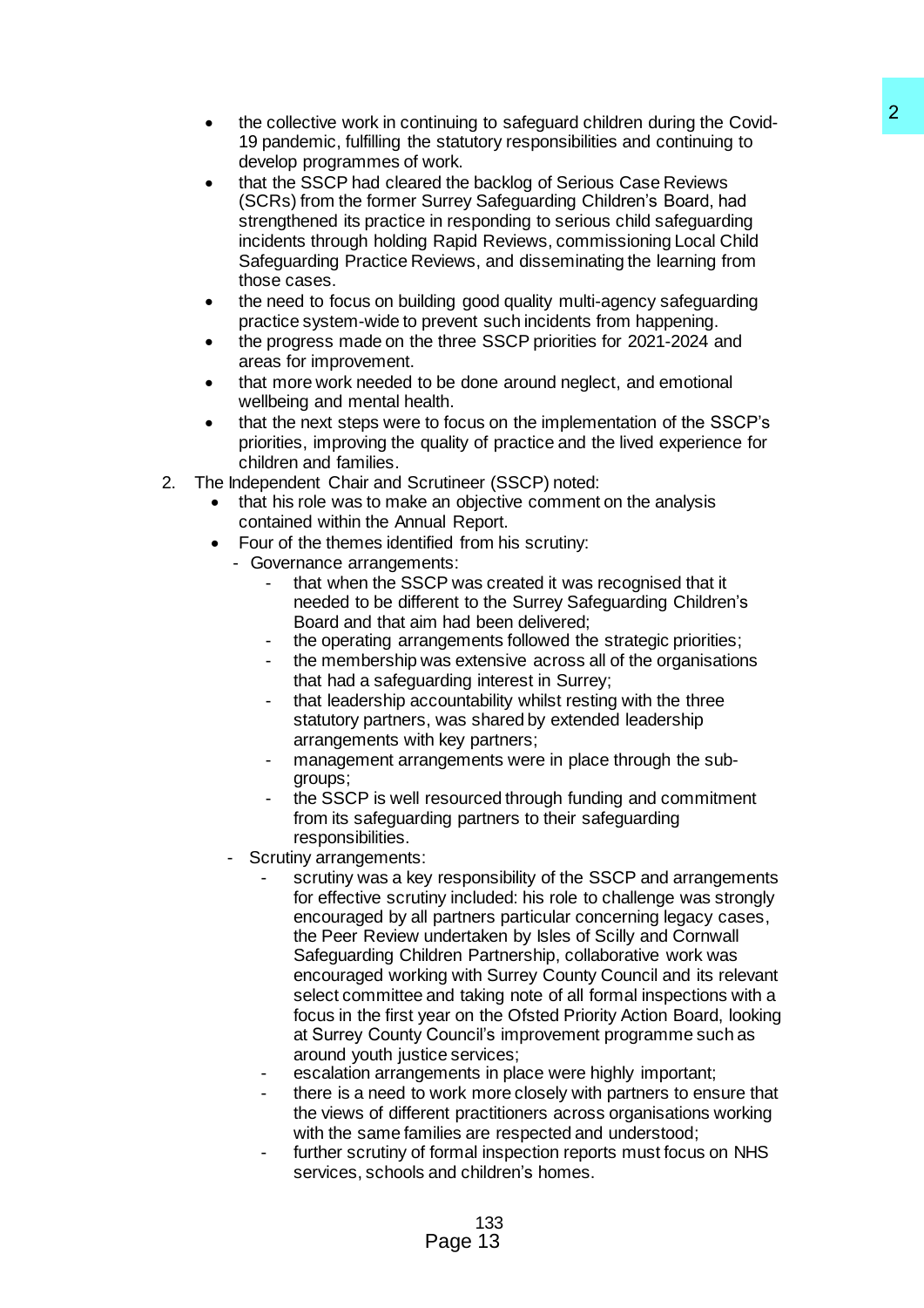- the collective work in continuing to safeguard children during the Covid-19 pandemic, fulfilling the statutory responsibilities and continuing to develop programmes of work.
- that the SSCP had cleared the backlog of Serious Case Reviews (SCRs) from the former Surrey Safeguarding Children's Board, had strengthened its practice in responding to serious child safeguarding incidents through holding Rapid Reviews, commissioning Local Child Safeguarding Practice Reviews, and disseminating the learning from those cases.
- the need to focus on building good quality multi-agency safeguarding practice system-wide to prevent such incidents from happening.
- the progress made on the three SSCP priorities for 2021-2024 and areas for improvement.
- that more work needed to be done around neglect, and emotional wellbeing and mental health.
- that the next steps were to focus on the implementation of the SSCP's priorities, improving the quality of practice and the lived experience for children and families.

2. The Independent Chair and Scrutineer (SSCP) noted:
   - that his role was to make an objective comment on the analysis contained within the Annual Report.
   - Four of the themes identified from his scrutiny:
     - Governance arrangements:
       - that when the SSCP was created it was recognised that it needed to be different to the Surrey Safeguarding Children's Board and that aim had been delivered;
       - the operating arrangements followed the strategic priorities;
       - the membership was extensive across all of the organisations that had a safeguarding interest in Surrey;
       - that leadership accountability whilst resting with the three statutory partners, was shared by extended leadership arrangements with key partners;
       - management arrangements were in place through the sub-groups;
       - the SSCP is well resourced through funding and commitment from its safeguarding partners to their safeguarding responsibilities.
     - Scrutiny arrangements:
       - scrutiny was a key responsibility of the SSCP and arrangements for effective scrutiny included: his role to challenge was strongly encouraged by all partners particular concerning legacy cases, the Peer Review undertaken by Isles of Scilly and Cornwall Safeguarding Children Partnership, collaborative work was encouraged working with Surrey County Council and its relevant select committee and taking note of all formal inspections with a focus in the first year on the Ofsted Priority Action Board, looking at Surrey County Council's improvement programme such as around youth justice services;
       - escalation arrangements in place were highly important;
       - there is a need to work more closely with partners to ensure that the views of different practitioners across organisations working with the same families are respected and understood;
       - further scrutiny of formal inspection reports must focus on NHS services, schools and children's homes.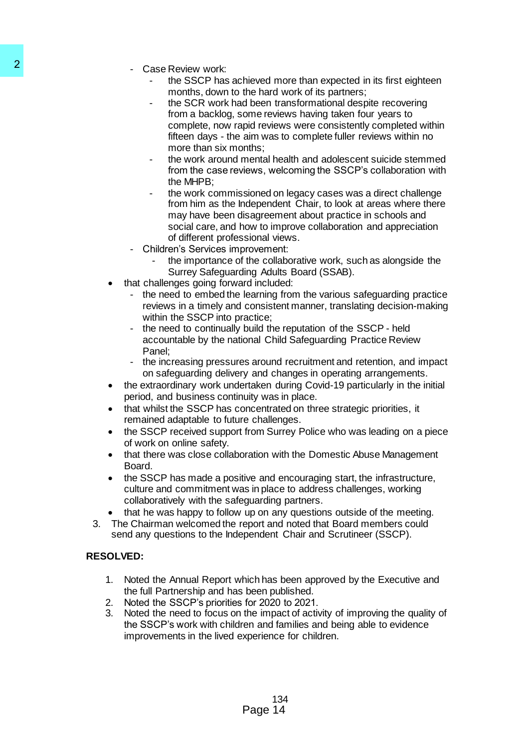- Case Review work:
  - the SSCP has achieved more than expected in its first eighteen months, down to the hard work of its partners;
  - the SCR work had been transformational despite recovering from a backlog, some reviews having taken four years to complete, now rapid reviews were consistently completed within fifteen days - the aim was to complete fuller reviews within no more than six months;
  - the work around mental health and adolescent suicide stemmed from the case reviews, welcoming the SSCP's collaboration with the MHPB;
  - the work commissioned on legacy cases was a direct challenge from him as the Independent Chair, to look at areas where there may have been disagreement about practice in schools and social care, and how to improve collaboration and appreciation of different professional views.
- Children's Services improvement:
  - the importance of the collaborative work, such as alongside the Surrey Safeguarding Adults Board (SSAB).

- that challenges going forward included:
  - the need to embed the learning from the various safeguarding practice reviews in a timely and consistent manner, translating decision-making within the SSCP into practice;
  - the need to continually build the reputation of the SSCP - held accountable by the national Child Safeguarding Practice Review Panel;
  - the increasing pressures around recruitment and retention, and impact on safeguarding delivery and changes in operating arrangements.
- the extraordinary work undertaken during Covid-19 particularly in the initial period, and business continuity was in place.
- that whilst the SSCP has concentrated on three strategic priorities, it remained adaptable to future challenges.
- the SSCP received support from Surrey Police who was leading on a piece of work on online safety.
- that there was close collaboration with the Domestic Abuse Management Board.
- the SSCP has made a positive and encouraging start, the infrastructure, culture and commitment was in place to address challenges, working collaboratively with the safeguarding partners.
- that he was happy to follow up on any questions outside of the meeting.

3. The Chairman welcomed the report and noted that Board members could send any questions to the Independent Chair and Scrutineer (SSCP).

**RESOLVED:**

1. Noted the Annual Report which has been approved by the Executive and the full Partnership and has been published.
2. Noted the SSCP's priorities for 2020 to 2021.
3. Noted the need to focus on the impact of activity of improving the quality of the SSCP's work with children and families and being able to evidence improvements in the lived experience for children.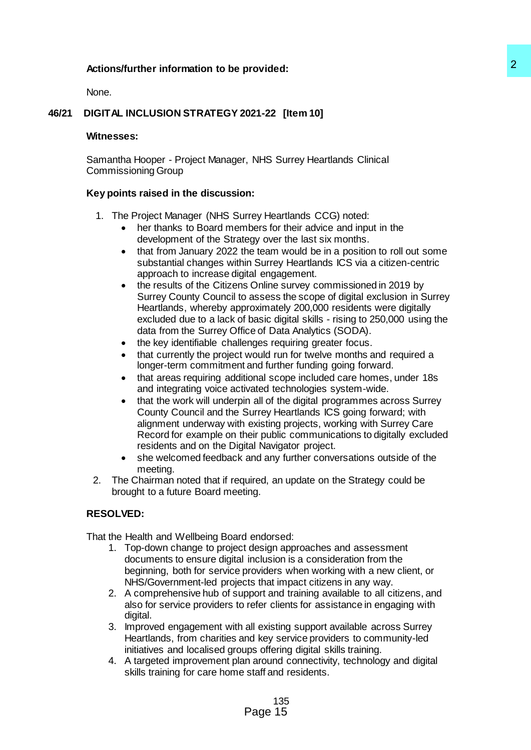**Actions/further information to be provided:**

None.

## 46/21 DIGITAL INCLUSION STRATEGY 2021-22 [Item 10]

**Witnesses:**

Samantha Hooper - Project Manager, NHS Surrey Heartlands Clinical Commissioning Group

**Key points raised in the discussion:**

1. The Project Manager (NHS Surrey Heartlands CCG) noted:
    - her thanks to Board members for their advice and input in the development of the Strategy over the last six months.
    - that from January 2022 the team would be in a position to roll out some substantial changes within Surrey Heartlands ICS via a citizen-centric approach to increase digital engagement.
    - the results of the Citizens Online survey commissioned in 2019 by Surrey County Council to assess the scope of digital exclusion in Surrey Heartlands, whereby approximately 200,000 residents were digitally excluded due to a lack of basic digital skills - rising to 250,000 using the data from the Surrey Office of Data Analytics (SODA).
    - the key identifiable challenges requiring greater focus.
    - that currently the project would run for twelve months and required a longer-term commitment and further funding going forward.
    - that areas requiring additional scope included care homes, under 18s and integrating voice activated technologies system-wide.
    - that the work will underpin all of the digital programmes across Surrey County Council and the Surrey Heartlands ICS going forward; with alignment underway with existing projects, working with Surrey Care Record for example on their public communications to digitally excluded residents and on the Digital Navigator project.
    - she welcomed feedback and any further conversations outside of the meeting.
2. The Chairman noted that if required, an update on the Strategy could be brought to a future Board meeting.

**RESOLVED:**

That the Health and Wellbeing Board endorsed:

1. Top-down change to project design approaches and assessment documents to ensure digital inclusion is a consideration from the beginning, both for service providers when working with a new client, or NHS/Government-led projects that impact citizens in any way.
2. A comprehensive hub of support and training available to all citizens, and also for service providers to refer clients for assistance in engaging with digital.
3. Improved engagement with all existing support available across Surrey Heartlands, from charities and key service providers to community-led initiatives and localised groups offering digital skills training.
4. A targeted improvement plan around connectivity, technology and digital skills training for care home staff and residents.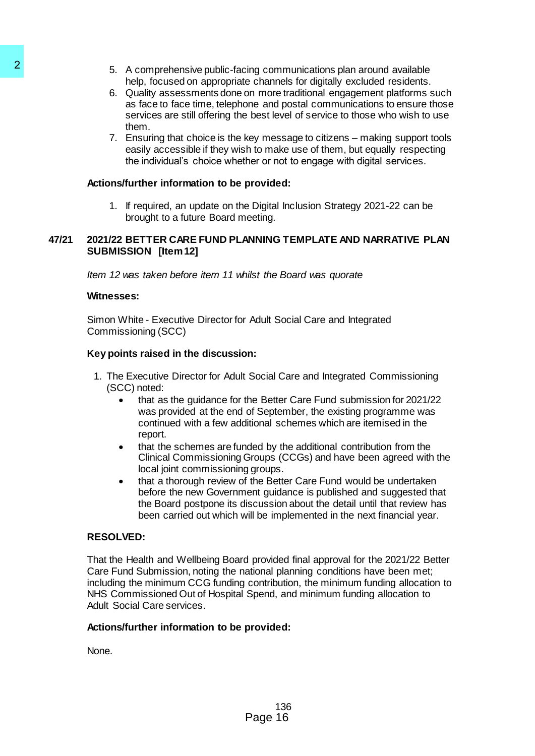5. A comprehensive public-facing communications plan around available help, focused on appropriate channels for digitally excluded residents.
6. Quality assessments done on more traditional engagement platforms such as face to face time, telephone and postal communications to ensure those services are still offering the best level of service to those who wish to use them.
7. Ensuring that choice is the key message to citizens – making support tools easily accessible if they wish to make use of them, but equally respecting the individual's choice whether or not to engage with digital services.

**Actions/further information to be provided:**

1. If required, an update on the Digital Inclusion Strategy 2021-22 can be brought to a future Board meeting.

**47/21 2021/22 BETTER CARE FUND PLANNING TEMPLATE AND NARRATIVE PLAN SUBMISSION [Item 12]**

*Item 12 was taken before item 11 whilst the Board was quorate*

**Witnesses:**

Simon White - Executive Director for Adult Social Care and Integrated Commissioning (SCC)

**Key points raised in the discussion:**

1. The Executive Director for Adult Social Care and Integrated Commissioning (SCC) noted:
   - that as the guidance for the Better Care Fund submission for 2021/22 was provided at the end of September, the existing programme was continued with a few additional schemes which are itemised in the report.
   - that the schemes are funded by the additional contribution from the Clinical Commissioning Groups (CCGs) and have been agreed with the local joint commissioning groups.
   - that a thorough review of the Better Care Fund would be undertaken before the new Government guidance is published and suggested that the Board postpone its discussion about the detail until that review has been carried out which will be implemented in the next financial year.

**RESOLVED:**

That the Health and Wellbeing Board provided final approval for the 2021/22 Better Care Fund Submission, noting the national planning conditions have been met; including the minimum CCG funding contribution, the minimum funding allocation to NHS Commissioned Out of Hospital Spend, and minimum funding allocation to Adult Social Care services.

**Actions/further information to be provided:**

None.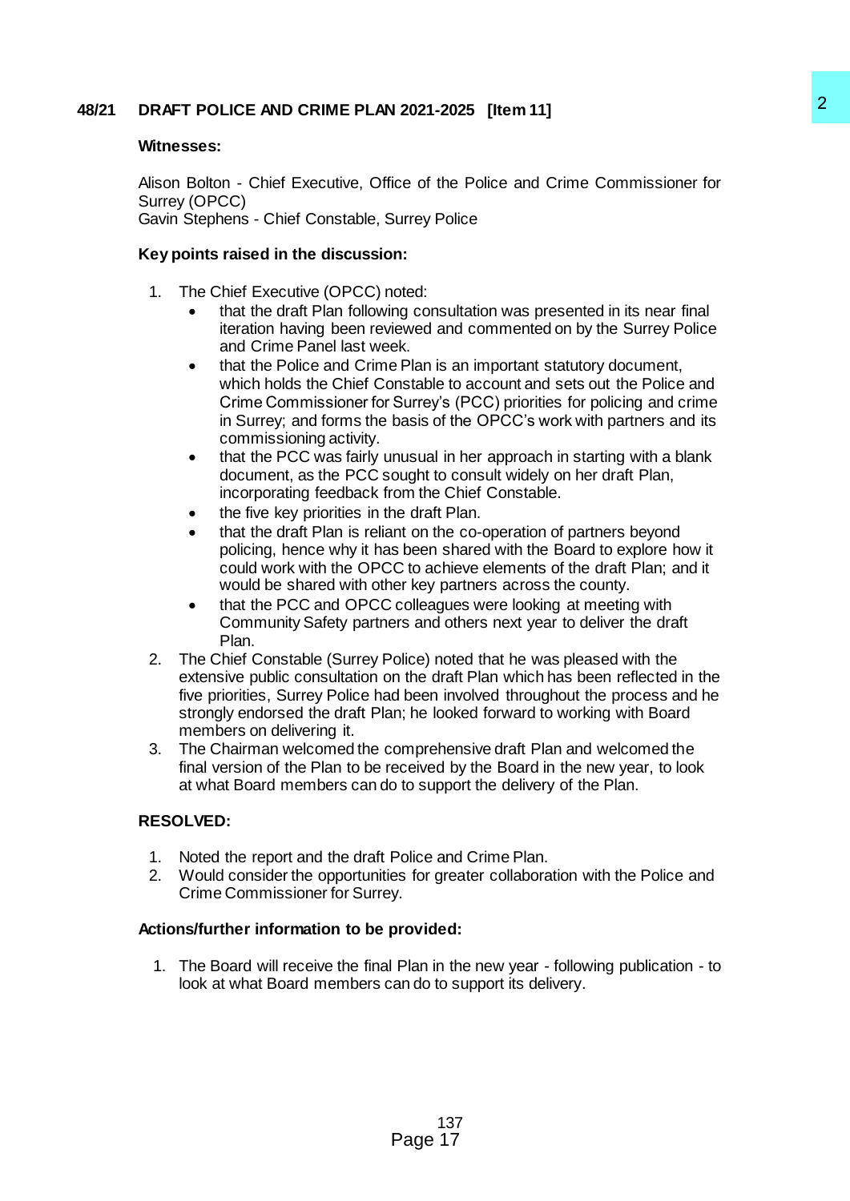## 48/21 DRAFT POLICE AND CRIME PLAN 2021-2025 [Item 11]

**Witnesses:**

Alison Bolton - Chief Executive, Office of the Police and Crime Commissioner for Surrey (OPCC)
Gavin Stephens - Chief Constable, Surrey Police

**Key points raised in the discussion:**

1. The Chief Executive (OPCC) noted:
   - that the draft Plan following consultation was presented in its near final iteration having been reviewed and commented on by the Surrey Police and Crime Panel last week.
   - that the Police and Crime Plan is an important statutory document, which holds the Chief Constable to account and sets out the Police and Crime Commissioner for Surrey's (PCC) priorities for policing and crime in Surrey; and forms the basis of the OPCC's work with partners and its commissioning activity.
   - that the PCC was fairly unusual in her approach in starting with a blank document, as the PCC sought to consult widely on her draft Plan, incorporating feedback from the Chief Constable.
   - the five key priorities in the draft Plan.
   - that the draft Plan is reliant on the co-operation of partners beyond policing, hence why it has been shared with the Board to explore how it could work with the OPCC to achieve elements of the draft Plan; and it would be shared with other key partners across the county.
   - that the PCC and OPCC colleagues were looking at meeting with Community Safety partners and others next year to deliver the draft Plan.
2. The Chief Constable (Surrey Police) noted that he was pleased with the extensive public consultation on the draft Plan which has been reflected in the five priorities, Surrey Police had been involved throughout the process and he strongly endorsed the draft Plan; he looked forward to working with Board members on delivering it.
3. The Chairman welcomed the comprehensive draft Plan and welcomed the final version of the Plan to be received by the Board in the new year, to look at what Board members can do to support the delivery of the Plan.

**RESOLVED:**

1. Noted the report and the draft Police and Crime Plan.
2. Would consider the opportunities for greater collaboration with the Police and Crime Commissioner for Surrey.

**Actions/further information to be provided:**

1. The Board will receive the final Plan in the new year - following publication - to look at what Board members can do to support its delivery.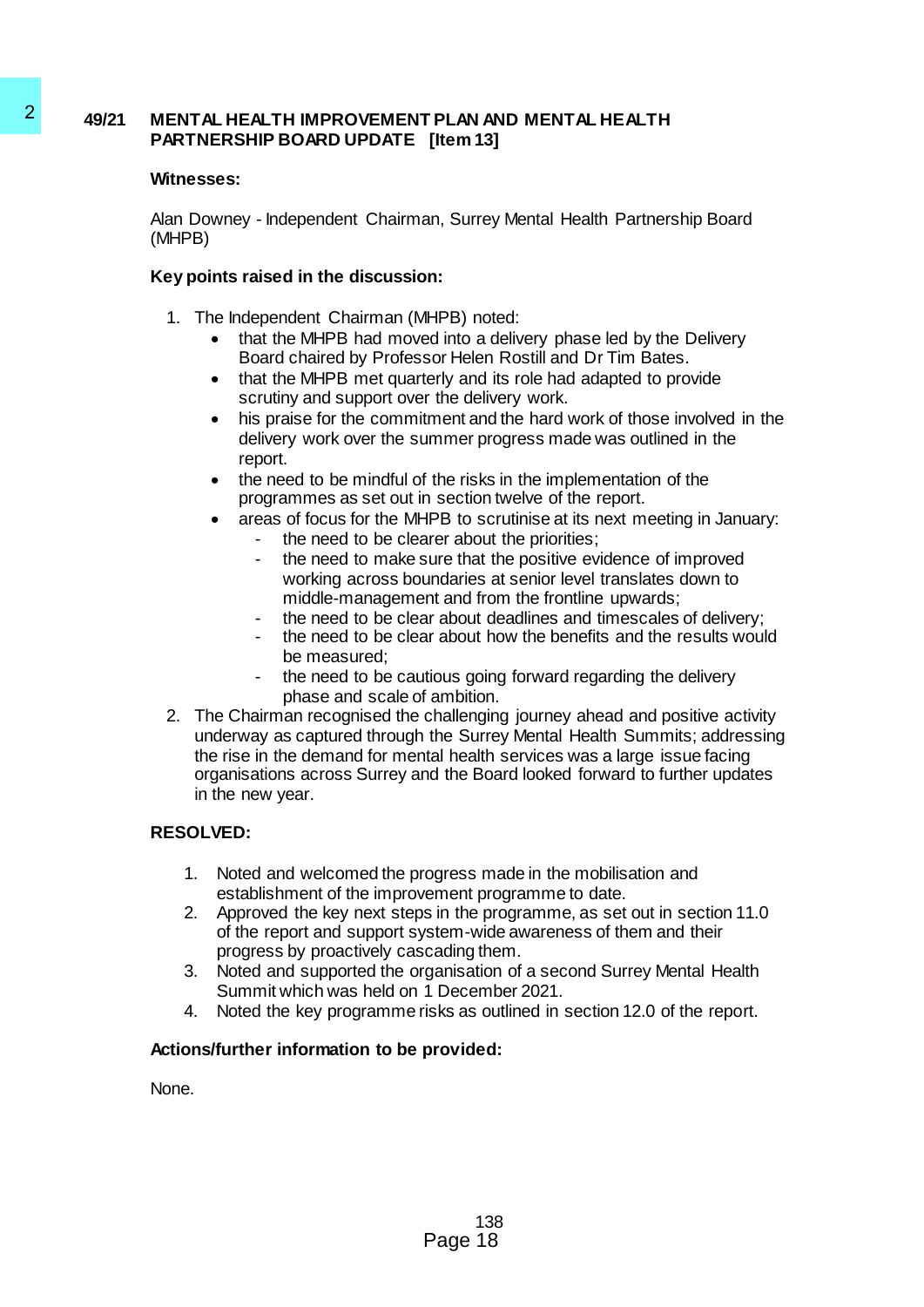## 49/21 MENTAL HEALTH IMPROVEMENT PLAN AND MENTAL HEALTH PARTNERSHIP BOARD UPDATE [Item 13]

**Witnesses:**

Alan Downey - Independent Chairman, Surrey Mental Health Partnership Board (MHPB)

**Key points raised in the discussion:**

1. The Independent Chairman (MHPB) noted:
   - that the MHPB had moved into a delivery phase led by the Delivery Board chaired by Professor Helen Rostill and Dr Tim Bates.
   - that the MHPB met quarterly and its role had adapted to provide scrutiny and support over the delivery work.
   - his praise for the commitment and the hard work of those involved in the delivery work over the summer progress made was outlined in the report.
   - the need to be mindful of the risks in the implementation of the programmes as set out in section twelve of the report.
   - areas of focus for the MHPB to scrutinise at its next meeting in January:
     - the need to be clearer about the priorities;
     - the need to make sure that the positive evidence of improved working across boundaries at senior level translates down to middle-management and from the frontline upwards;
     - the need to be clear about deadlines and timescales of delivery;
     - the need to be clear about how the benefits and the results would be measured;
     - the need to be cautious going forward regarding the delivery phase and scale of ambition.
2. The Chairman recognised the challenging journey ahead and positive activity underway as captured through the Surrey Mental Health Summits; addressing the rise in the demand for mental health services was a large issue facing organisations across Surrey and the Board looked forward to further updates in the new year.

**RESOLVED:**

1. Noted and welcomed the progress made in the mobilisation and establishment of the improvement programme to date.
2. Approved the key next steps in the programme, as set out in section 11.0 of the report and support system-wide awareness of them and their progress by proactively cascading them.
3. Noted and supported the organisation of a second Surrey Mental Health Summit which was held on 1 December 2021.
4. Noted the key programme risks as outlined in section 12.0 of the report.

**Actions/further information to be provided:**

None.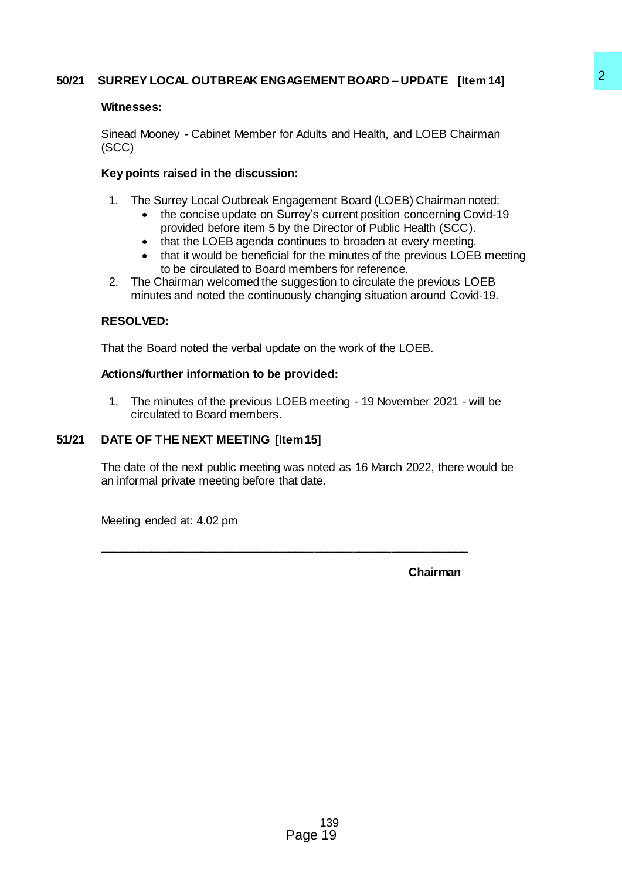## 50/21 SURREY LOCAL OUTBREAK ENGAGEMENT BOARD – UPDATE [Item 14]

**Witnesses:**

Sinead Mooney - Cabinet Member for Adults and Health, and LOEB Chairman (SCC)

**Key points raised in the discussion:**

1. The Surrey Local Outbreak Engagement Board (LOEB) Chairman noted:
    - the concise update on Surrey's current position concerning Covid-19 provided before item 5 by the Director of Public Health (SCC).
    - that the LOEB agenda continues to broaden at every meeting.
    - that it would be beneficial for the minutes of the previous LOEB meeting to be circulated to Board members for reference.
2. The Chairman welcomed the suggestion to circulate the previous LOEB minutes and noted the continuously changing situation around Covid-19.

**RESOLVED:**

That the Board noted the verbal update on the work of the LOEB.

**Actions/further information to be provided:**

1. The minutes of the previous LOEB meeting - 19 November 2021 - will be circulated to Board members.

## 51/21 DATE OF THE NEXT MEETING [Item 15]

The date of the next public meeting was noted as 16 March 2022, there would be an informal private meeting before that date.

Meeting ended at: 4.02 pm

\_\_\_\_\_\_\_\_\_\_\_\_\_\_\_\_\_\_\_\_\_\_\_\_\_\_\_\_\_\_\_\_\_\_\_\_\_\_\_\_\_\_\_\_\_\_\_\_\_\_\_\_\_\_\_\_

**Chairman**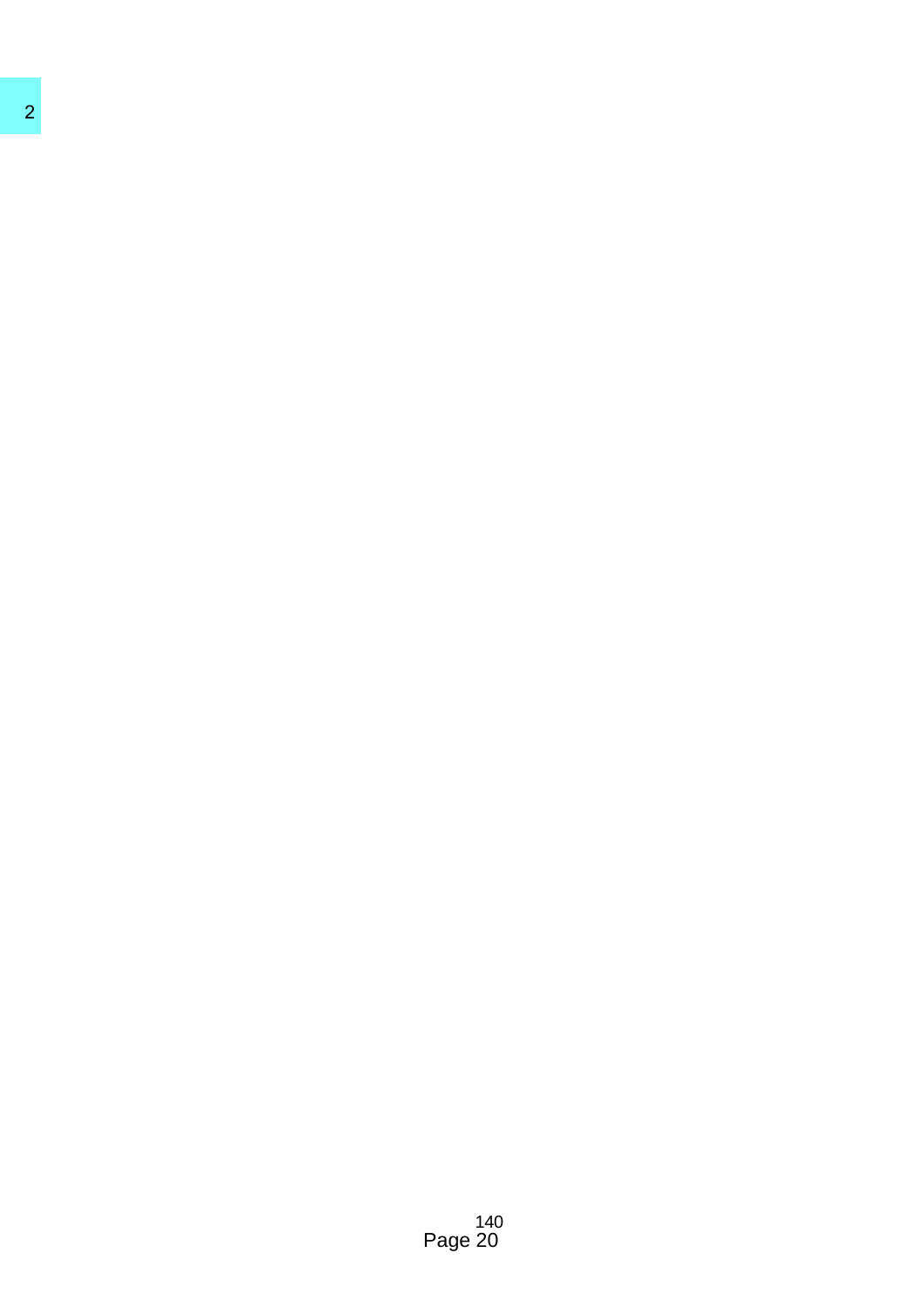2